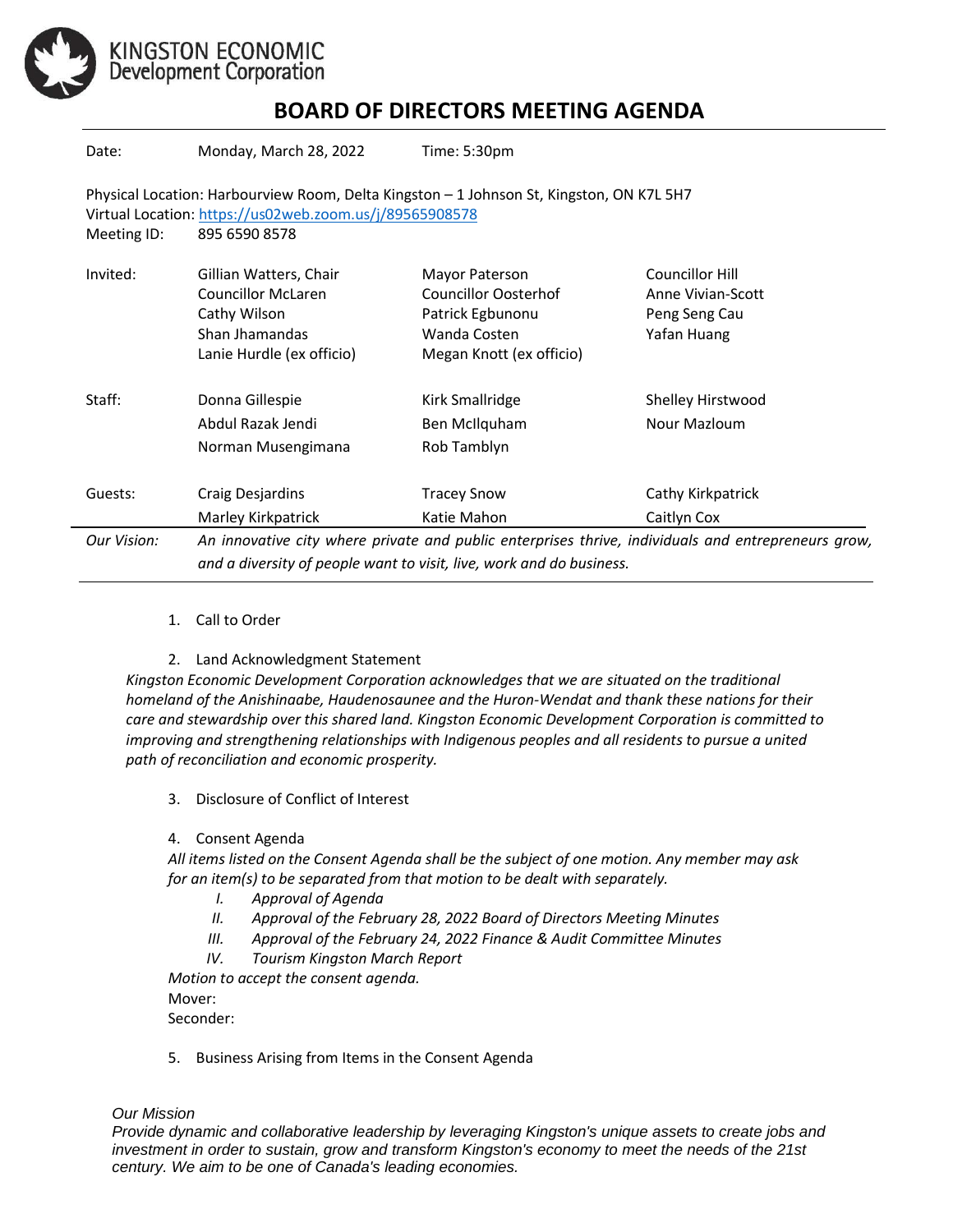KINGSTON ECONOMIC
Development Corporation

# BOARD OF DIRECTORS MEETING AGENDA

| | | | |
|---|---|---|---|
| Date: | Monday, March 28, 2022 | Time: 5:30pm | |

Physical Location: Harbourview Room, Delta Kingston – 1 Johnson St, Kingston, ON K7L 5H7
Virtual Location: https://us02web.zoom.us/j/89565908578
Meeting ID: 895 6590 8578

| | | | |
|---|---|---|---|
| Invited: | Gillian Watters, Chair | Mayor Paterson | Councillor Hill |
| | Councillor McLaren | Councillor Oosterhof | Anne Vivian-Scott |
| | Cathy Wilson | Patrick Egbunonu | Peng Seng Cau |
| | Shan Jhamandas | Wanda Costen | Yafan Huang |
| | Lanie Hurdle (ex officio) | Megan Knott (ex officio) | |
| Staff: | Donna Gillespie | Kirk Smallridge | Shelley Hirstwood |
| | Abdul Razak Jendi | Ben McIlquham | Nour Mazloum |
| | Norman Musengimana | Rob Tamblyn | |
| Guests: | Craig Desjardins | Tracey Snow | Cathy Kirkpatrick |
| | Marley Kirkpatrick | Katie Mahon | Caitlyn Cox |

*Our Vision:* *An innovative city where private and public enterprises thrive, individuals and entrepreneurs grow, and a diversity of people want to visit, live, work and do business.*

1. Call to Order

2. Land Acknowledgment Statement

*Kingston Economic Development Corporation acknowledges that we are situated on the traditional homeland of the Anishinaabe, Haudenosaunee and the Huron-Wendat and thank these nations for their care and stewardship over this shared land. Kingston Economic Development Corporation is committed to improving and strengthening relationships with Indigenous peoples and all residents to pursue a united path of reconciliation and economic prosperity.*

3. Disclosure of Conflict of Interest

4. Consent Agenda

*All items listed on the Consent Agenda shall be the subject of one motion. Any member may ask for an item(s) to be separated from that motion to be dealt with separately.*

I. *Approval of Agenda*
II. *Approval of the February 28, 2022 Board of Directors Meeting Minutes*
III. *Approval of the February 24, 2022 Finance & Audit Committee Minutes*
IV. *Tourism Kingston March Report*

*Motion to accept the consent agenda.*
Mover:
Seconder:

5. Business Arising from Items in the Consent Agenda

*Our Mission*
*Provide dynamic and collaborative leadership by leveraging Kingston's unique assets to create jobs and investment in order to sustain, grow and transform Kingston's economy to meet the needs of the 21st century. We aim to be one of Canada's leading economies.*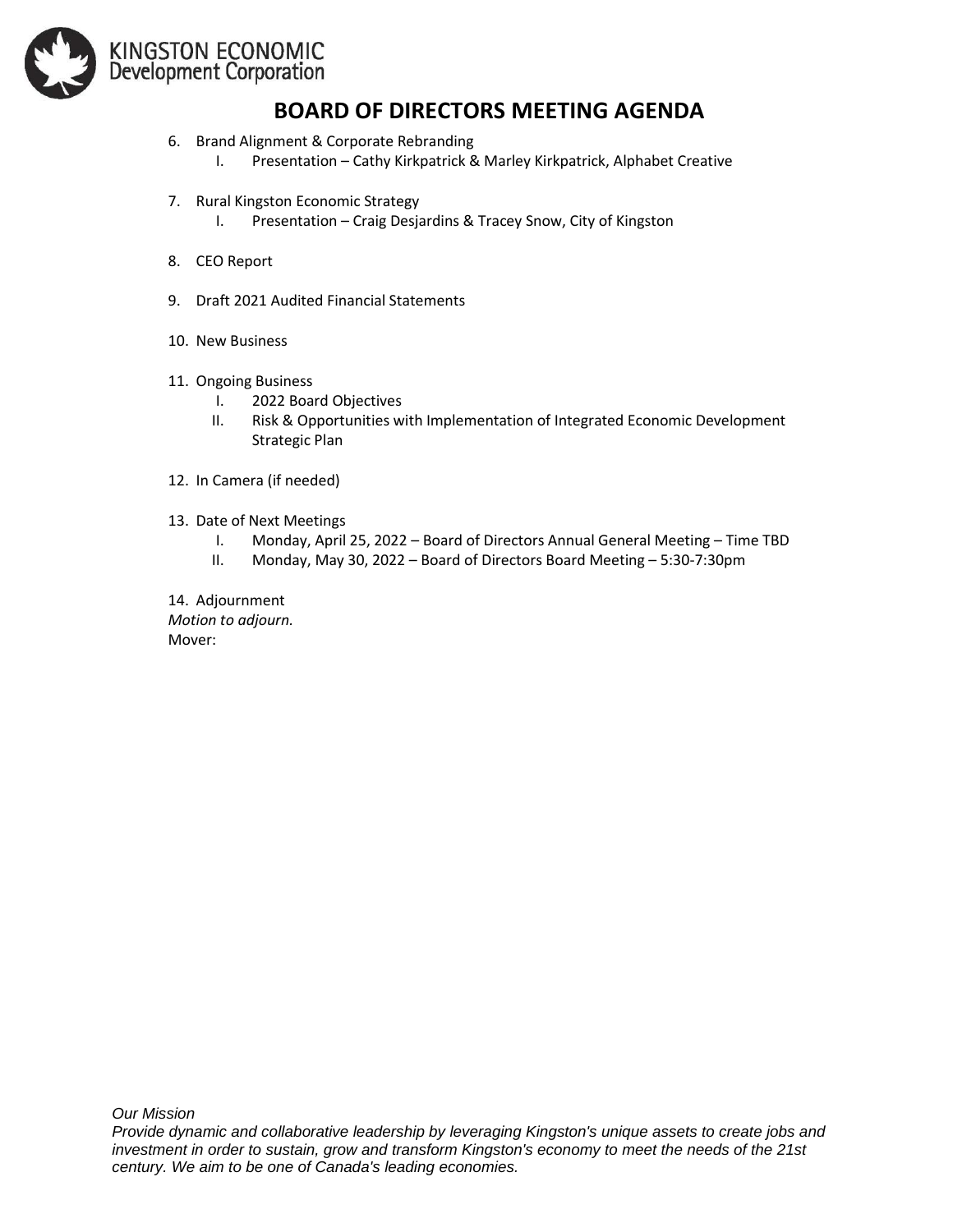KINGSTON ECONOMIC
Development Corporation

# BOARD OF DIRECTORS MEETING AGENDA

6. Brand Alignment & Corporate Rebranding
   I. Presentation – Cathy Kirkpatrick & Marley Kirkpatrick, Alphabet Creative

7. Rural Kingston Economic Strategy
   I. Presentation – Craig Desjardins & Tracey Snow, City of Kingston

8. CEO Report

9. Draft 2021 Audited Financial Statements

10. New Business

11. Ongoing Business
    I. 2022 Board Objectives
    II. Risk & Opportunities with Implementation of Integrated Economic Development Strategic Plan

12. In Camera (if needed)

13. Date of Next Meetings
    I. Monday, April 25, 2022 – Board of Directors Annual General Meeting – Time TBD
    II. Monday, May 30, 2022 – Board of Directors Board Meeting – 5:30-7:30pm

14. Adjournment

*Motion to adjourn.*

Mover:

*Our Mission*

*Provide dynamic and collaborative leadership by leveraging Kingston's unique assets to create jobs and investment in order to sustain, grow and transform Kingston's economy to meet the needs of the 21st century. We aim to be one of Canada's leading economies.*